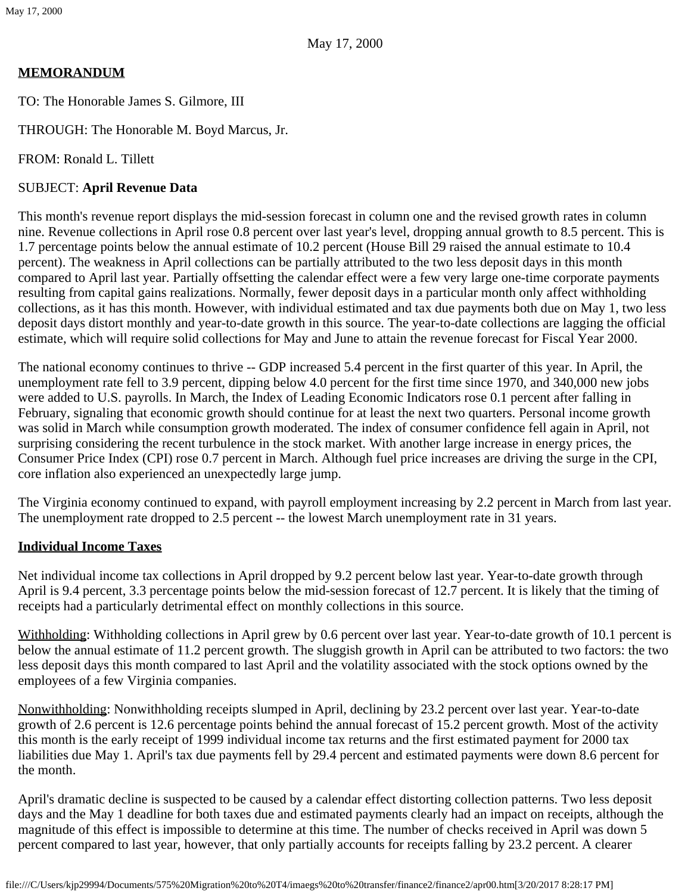May 17, 2000

**MEMORANDUM**

TO: The Honorable James S. Gilmore, III

THROUGH: The Honorable M. Boyd Marcus, Jr.

FROM: Ronald L. Tillett

SUBJECT: **April Revenue Data**

This month's revenue report displays the mid-session forecast in column one and the revised growth rates in column nine. Revenue collections in April rose 0.8 percent over last year's level, dropping annual growth to 8.5 percent. This is 1.7 percentage points below the annual estimate of 10.2 percent (House Bill 29 raised the annual estimate to 10.4 percent). The weakness in April collections can be partially attributed to the two less deposit days in this month compared to April last year. Partially offsetting the calendar effect were a few very large one-time corporate payments resulting from capital gains realizations. Normally, fewer deposit days in a particular month only affect withholding collections, as it has this month. However, with individual estimated and tax due payments both due on May 1, two less deposit days distort monthly and year-to-date growth in this source. The year-to-date collections are lagging the official estimate, which will require solid collections for May and June to attain the revenue forecast for Fiscal Year 2000.

The national economy continues to thrive -- GDP increased 5.4 percent in the first quarter of this year. In April, the unemployment rate fell to 3.9 percent, dipping below 4.0 percent for the first time since 1970, and 340,000 new jobs were added to U.S. payrolls. In March, the Index of Leading Economic Indicators rose 0.1 percent after falling in February, signaling that economic growth should continue for at least the next two quarters. Personal income growth was solid in March while consumption growth moderated. The index of consumer confidence fell again in April, not surprising considering the recent turbulence in the stock market. With another large increase in energy prices, the Consumer Price Index (CPI) rose 0.7 percent in March. Although fuel price increases are driving the surge in the CPI, core inflation also experienced an unexpectedly large jump.

The Virginia economy continued to expand, with payroll employment increasing by 2.2 percent in March from last year. The unemployment rate dropped to 2.5 percent -- the lowest March unemployment rate in 31 years.

**Individual Income Taxes**

Net individual income tax collections in April dropped by 9.2 percent below last year. Year-to-date growth through April is 9.4 percent, 3.3 percentage points below the mid-session forecast of 12.7 percent. It is likely that the timing of receipts had a particularly detrimental effect on monthly collections in this source.

Withholding: Withholding collections in April grew by 0.6 percent over last year. Year-to-date growth of 10.1 percent is below the annual estimate of 11.2 percent growth. The sluggish growth in April can be attributed to two factors: the two less deposit days this month compared to last April and the volatility associated with the stock options owned by the employees of a few Virginia companies.

Nonwithholding: Nonwithholding receipts slumped in April, declining by 23.2 percent over last year. Year-to-date growth of 2.6 percent is 12.6 percentage points behind the annual forecast of 15.2 percent growth. Most of the activity this month is the early receipt of 1999 individual income tax returns and the first estimated payment for 2000 tax liabilities due May 1. April's tax due payments fell by 29.4 percent and estimated payments were down 8.6 percent for the month.

April's dramatic decline is suspected to be caused by a calendar effect distorting collection patterns. Two less deposit days and the May 1 deadline for both taxes due and estimated payments clearly had an impact on receipts, although the magnitude of this effect is impossible to determine at this time. The number of checks received in April was down 5 percent compared to last year, however, that only partially accounts for receipts falling by 23.2 percent. A clearer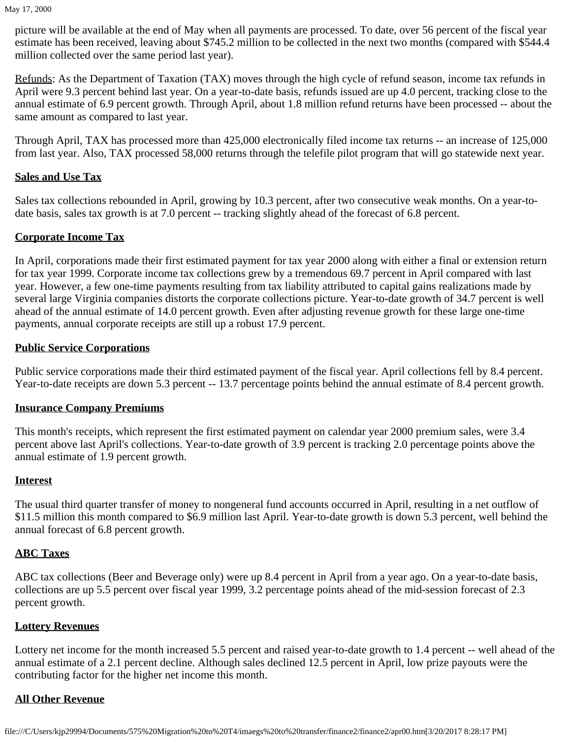picture will be available at the end of May when all payments are processed. To date, over 56 percent of the fiscal year estimate has been received, leaving about $745.2 million to be collected in the next two months (compared with $544.4 million collected over the same period last year).

Refunds: As the Department of Taxation (TAX) moves through the high cycle of refund season, income tax refunds in April were 9.3 percent behind last year. On a year-to-date basis, refunds issued are up 4.0 percent, tracking close to the annual estimate of 6.9 percent growth. Through April, about 1.8 million refund returns have been processed -- about the same amount as compared to last year.

Through April, TAX has processed more than 425,000 electronically filed income tax returns -- an increase of 125,000 from last year. Also, TAX processed 58,000 returns through the telefile pilot program that will go statewide next year.

**Sales and Use Tax**

Sales tax collections rebounded in April, growing by 10.3 percent, after two consecutive weak months. On a year-to-date basis, sales tax growth is at 7.0 percent -- tracking slightly ahead of the forecast of 6.8 percent.

**Corporate Income Tax**

In April, corporations made their first estimated payment for tax year 2000 along with either a final or extension return for tax year 1999. Corporate income tax collections grew by a tremendous 69.7 percent in April compared with last year. However, a few one-time payments resulting from tax liability attributed to capital gains realizations made by several large Virginia companies distorts the corporate collections picture. Year-to-date growth of 34.7 percent is well ahead of the annual estimate of 14.0 percent growth. Even after adjusting revenue growth for these large one-time payments, annual corporate receipts are still up a robust 17.9 percent.

**Public Service Corporations**

Public service corporations made their third estimated payment of the fiscal year. April collections fell by 8.4 percent. Year-to-date receipts are down 5.3 percent -- 13.7 percentage points behind the annual estimate of 8.4 percent growth.

**Insurance Company Premiums**

This month's receipts, which represent the first estimated payment on calendar year 2000 premium sales, were 3.4 percent above last April's collections. Year-to-date growth of 3.9 percent is tracking 2.0 percentage points above the annual estimate of 1.9 percent growth.

**Interest**

The usual third quarter transfer of money to nongeneral fund accounts occurred in April, resulting in a net outflow of $11.5 million this month compared to $6.9 million last April. Year-to-date growth is down 5.3 percent, well behind the annual forecast of 6.8 percent growth.

**ABC Taxes**

ABC tax collections (Beer and Beverage only) were up 8.4 percent in April from a year ago. On a year-to-date basis, collections are up 5.5 percent over fiscal year 1999, 3.2 percentage points ahead of the mid-session forecast of 2.3 percent growth.

**Lottery Revenues**

Lottery net income for the month increased 5.5 percent and raised year-to-date growth to 1.4 percent -- well ahead of the annual estimate of a 2.1 percent decline. Although sales declined 12.5 percent in April, low prize payouts were the contributing factor for the higher net income this month.

**All Other Revenue**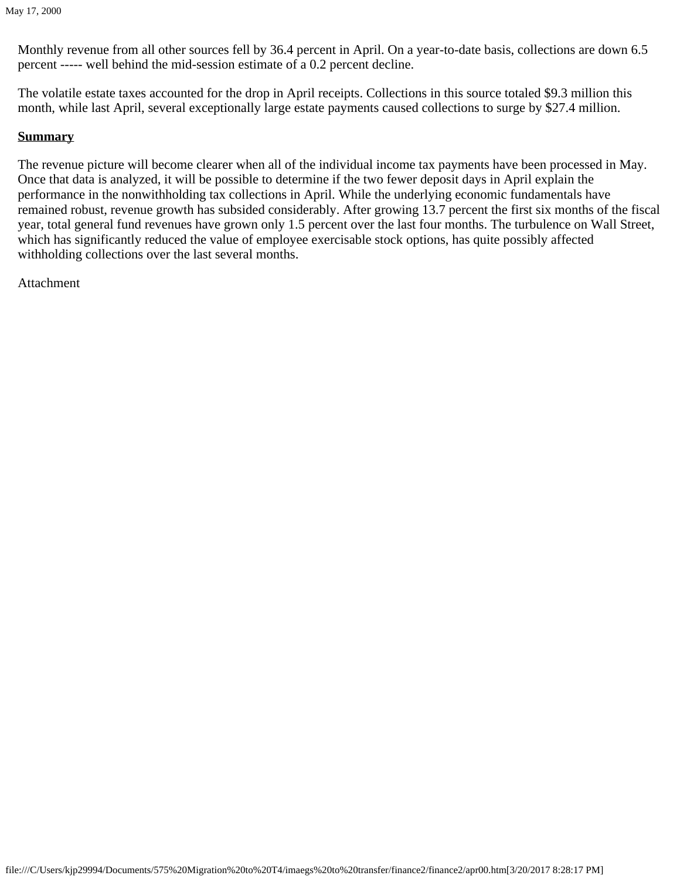Monthly revenue from all other sources fell by 36.4 percent in April. On a year-to-date basis, collections are down 6.5 percent ----- well behind the mid-session estimate of a 0.2 percent decline.

The volatile estate taxes accounted for the drop in April receipts. Collections in this source totaled $9.3 million this month, while last April, several exceptionally large estate payments caused collections to surge by $27.4 million.

**Summary**

The revenue picture will become clearer when all of the individual income tax payments have been processed in May. Once that data is analyzed, it will be possible to determine if the two fewer deposit days in April explain the performance in the nonwithholding tax collections in April. While the underlying economic fundamentals have remained robust, revenue growth has subsided considerably. After growing 13.7 percent the first six months of the fiscal year, total general fund revenues have grown only 1.5 percent over the last four months. The turbulence on Wall Street, which has significantly reduced the value of employee exercisable stock options, has quite possibly affected withholding collections over the last several months.

Attachment